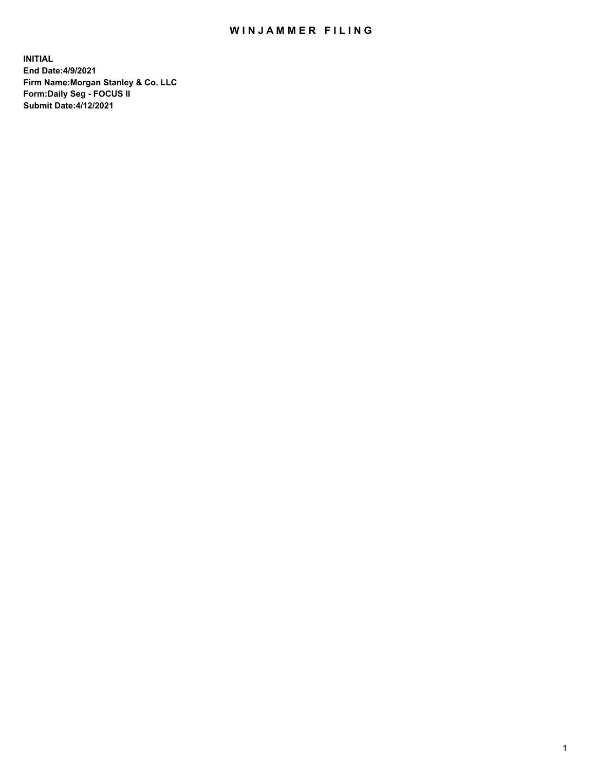# WINJAMMER FILING

**INITIAL**
**End Date:4/9/2021**
**Firm Name:Morgan Stanley & Co. LLC**
**Form:Daily Seg - FOCUS II**
**Submit Date:4/12/2021**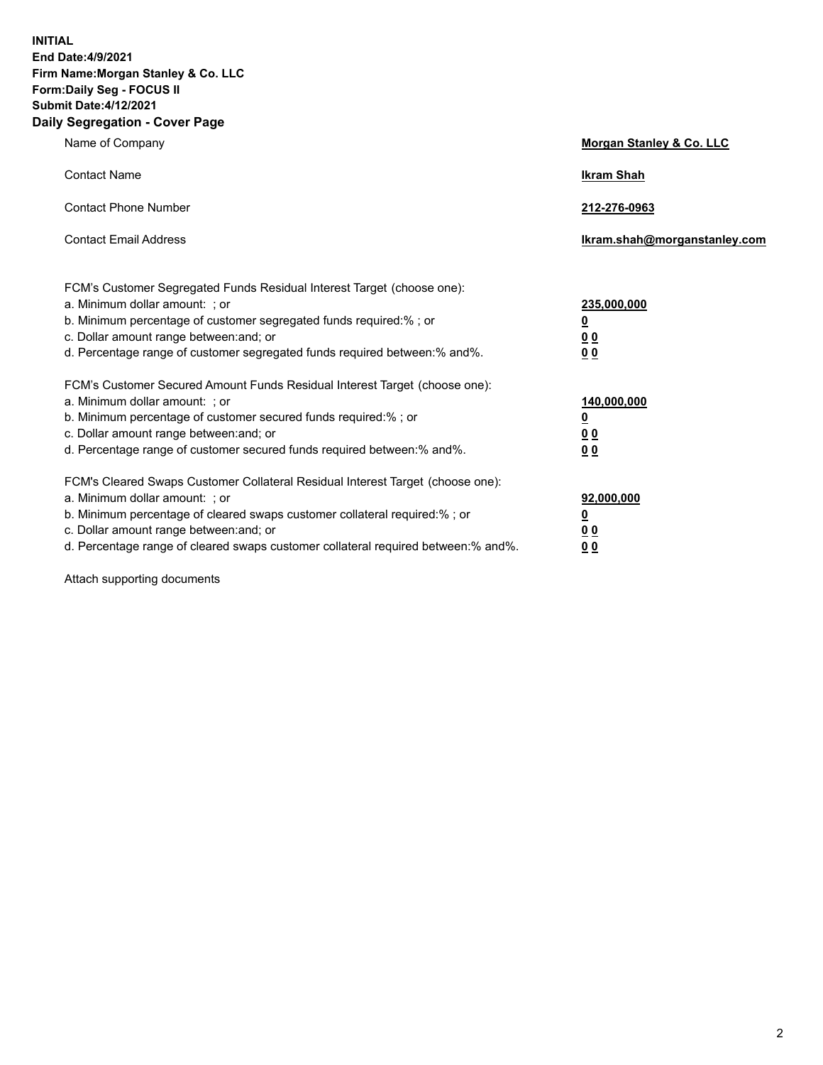**INITIAL**
**End Date:4/9/2021**
**Firm Name:Morgan Stanley & Co. LLC**
**Form:Daily Seg - FOCUS II**
**Submit Date:4/12/2021**

## Daily Segregation - Cover Page

| | |
|---|---|
| Name of Company | **Morgan Stanley & Co. LLC** |
| Contact Name | **Ikram Shah** |
| Contact Phone Number | **212-276-0963** |
| Contact Email Address | **Ikram.shah@morganstanley.com** |

| | |
|---|---|
| FCM's Customer Segregated Funds Residual Interest Target (choose one): | |
| a. Minimum dollar amount: ; or | **235,000,000** |
| b. Minimum percentage of customer segregated funds required:% ; or | **0** |
| c. Dollar amount range between:and; or | **0 0** |
| d. Percentage range of customer segregated funds required between:% and%. | **0 0** |
| FCM's Customer Secured Amount Funds Residual Interest Target (choose one): | |
| a. Minimum dollar amount: ; or | **140,000,000** |
| b. Minimum percentage of customer secured funds required:% ; or | **0** |
| c. Dollar amount range between:and; or | **0 0** |
| d. Percentage range of customer secured funds required between:% and%. | **0 0** |
| FCM's Cleared Swaps Customer Collateral Residual Interest Target (choose one): | |
| a. Minimum dollar amount: ; or | **92,000,000** |
| b. Minimum percentage of cleared swaps customer collateral required:% ; or | **0** |
| c. Dollar amount range between:and; or | **0 0** |
| d. Percentage range of cleared swaps customer collateral required between:% and%. | **0 0** |

Attach supporting documents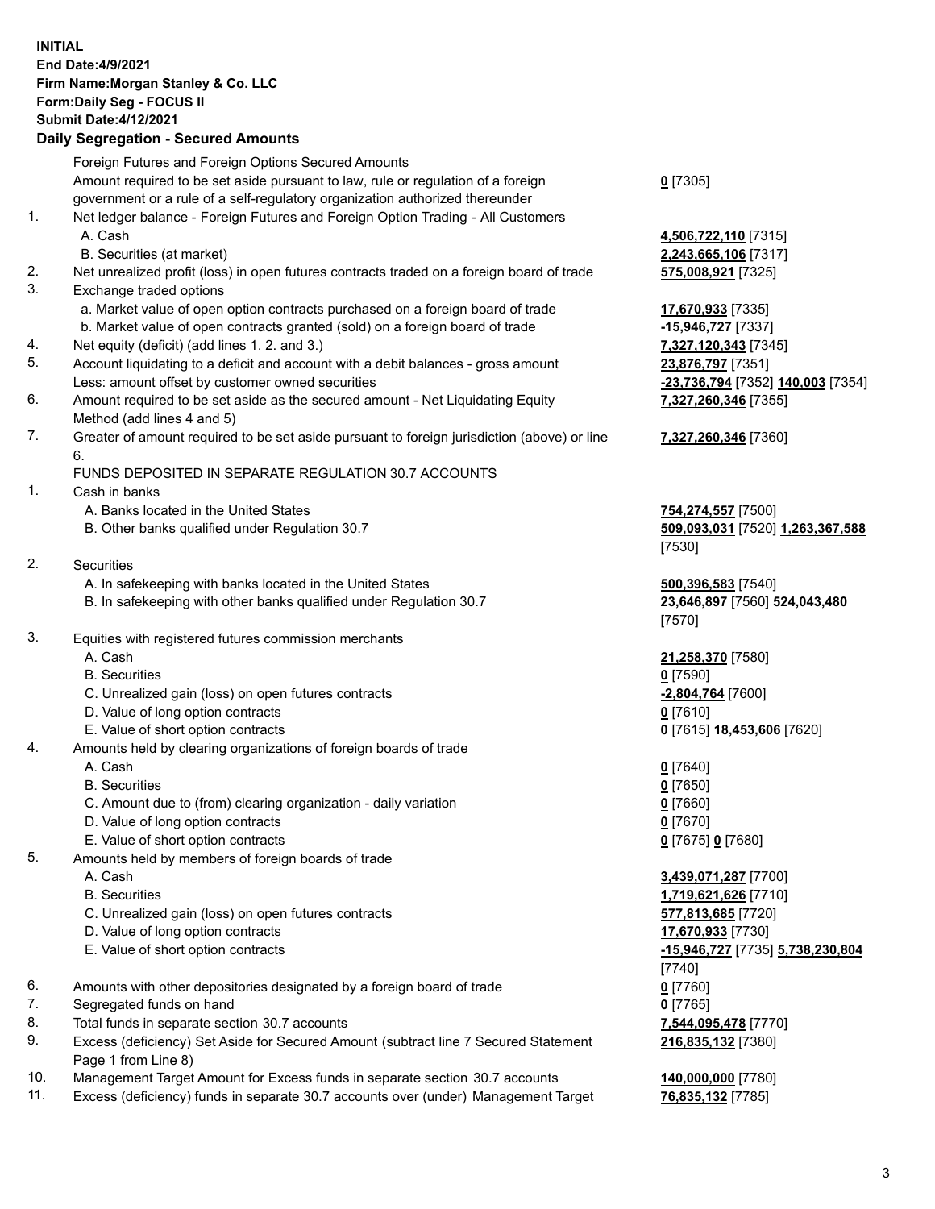**INITIAL**
**End Date:4/9/2021**
**Firm Name:Morgan Stanley & Co. LLC**
**Form:Daily Seg - FOCUS II**
**Submit Date:4/12/2021**

## Daily Segregation - Secured Amounts

| | | |
|---|---|---|
| | Foreign Futures and Foreign Options Secured Amounts | |
| | Amount required to be set aside pursuant to law, rule or regulation of a foreign government or a rule of a self-regulatory organization authorized thereunder | **0** [7305] |
| 1. | Net ledger balance - Foreign Futures and Foreign Option Trading - All Customers | |
| | A. Cash | **4,506,722,110** [7315] |
| | B. Securities (at market) | **2,243,665,106** [7317] |
| 2. | Net unrealized profit (loss) in open futures contracts traded on a foreign board of trade | **575,008,921** [7325] |
| 3. | Exchange traded options | |
| | a. Market value of open option contracts purchased on a foreign board of trade | **17,670,933** [7335] |
| | b. Market value of open contracts granted (sold) on a foreign board of trade | **-15,946,727** [7337] |
| 4. | Net equity (deficit) (add lines 1. 2. and 3.) | **7,327,120,343** [7345] |
| 5. | Account liquidating to a deficit and account with a debit balances - gross amount | **23,876,797** [7351] |
| | Less: amount offset by customer owned securities | **-23,736,794** [7352] **140,003** [7354] |
| 6. | Amount required to be set aside as the secured amount - Net Liquidating Equity Method (add lines 4 and 5) | **7,327,260,346** [7355] |
| 7. | Greater of amount required to be set aside pursuant to foreign jurisdiction (above) or line 6. | **7,327,260,346** [7360] |
| | FUNDS DEPOSITED IN SEPARATE REGULATION 30.7 ACCOUNTS | |
| 1. | Cash in banks | |
| | A. Banks located in the United States | **754,274,557** [7500] |
| | B. Other banks qualified under Regulation 30.7 | **509,093,031** [7520] **1,263,367,588** [7530] |
| 2. | Securities | |
| | A. In safekeeping with banks located in the United States | **500,396,583** [7540] |
| | B. In safekeeping with other banks qualified under Regulation 30.7 | **23,646,897** [7560] **524,043,480** [7570] |
| 3. | Equities with registered futures commission merchants | |
| | A. Cash | **21,258,370** [7580] |
| | B. Securities | **0** [7590] |
| | C. Unrealized gain (loss) on open futures contracts | **-2,804,764** [7600] |
| | D. Value of long option contracts | **0** [7610] |
| | E. Value of short option contracts | **0** [7615] **18,453,606** [7620] |
| 4. | Amounts held by clearing organizations of foreign boards of trade | |
| | A. Cash | **0** [7640] |
| | B. Securities | **0** [7650] |
| | C. Amount due to (from) clearing organization - daily variation | **0** [7660] |
| | D. Value of long option contracts | **0** [7670] |
| | E. Value of short option contracts | **0** [7675] **0** [7680] |
| 5. | Amounts held by members of foreign boards of trade | |
| | A. Cash | **3,439,071,287** [7700] |
| | B. Securities | **1,719,621,626** [7710] |
| | C. Unrealized gain (loss) on open futures contracts | **577,813,685** [7720] |
| | D. Value of long option contracts | **17,670,933** [7730] |
| | E. Value of short option contracts | **-15,946,727** [7735] **5,738,230,804** [7740] |
| 6. | Amounts with other depositories designated by a foreign board of trade | **0** [7760] |
| 7. | Segregated funds on hand | **0** [7765] |
| 8. | Total funds in separate section 30.7 accounts | **7,544,095,478** [7770] |
| 9. | Excess (deficiency) Set Aside for Secured Amount (subtract line 7 Secured Statement Page 1 from Line 8) | **216,835,132** [7380] |
| 10. | Management Target Amount for Excess funds in separate section 30.7 accounts | **140,000,000** [7780] |
| 11. | Excess (deficiency) funds in separate 30.7 accounts over (under) Management Target | **76,835,132** [7785] |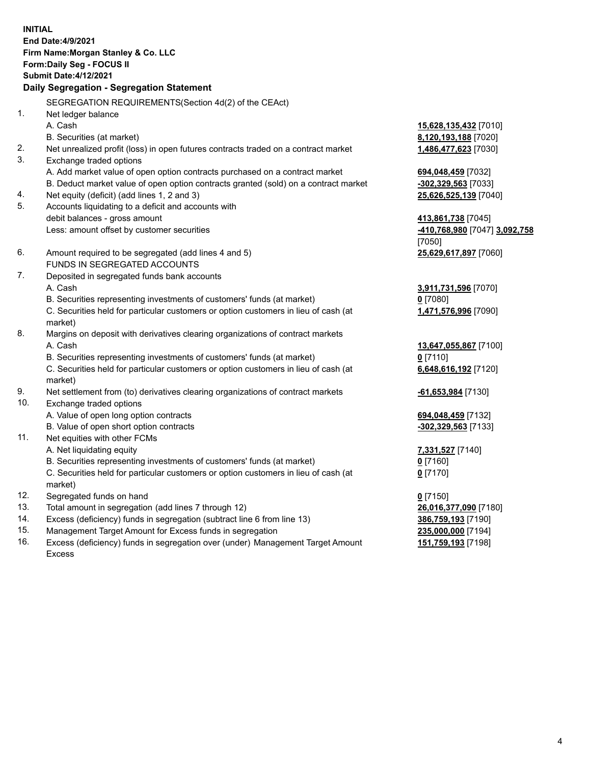**INITIAL**
**End Date:4/9/2021**
**Firm Name:Morgan Stanley & Co. LLC**
**Form:Daily Seg - FOCUS II**
**Submit Date:4/12/2021**

**Daily Segregation - Segregation Statement**

| | | |
|---|---|---|
| | SEGREGATION REQUIREMENTS(Section 4d(2) of the CEAct) | |
| 1. | Net ledger balance | |
| | A. Cash | **15,628,135,432** [7010] |
| | B. Securities (at market) | **8,120,193,188** [7020] |
| 2. | Net unrealized profit (loss) in open futures contracts traded on a contract market | **1,486,477,623** [7030] |
| 3. | Exchange traded options | |
| | A. Add market value of open option contracts purchased on a contract market | **694,048,459** [7032] |
| | B. Deduct market value of open option contracts granted (sold) on a contract market | **-302,329,563** [7033] |
| 4. | Net equity (deficit) (add lines 1, 2 and 3) | **25,626,525,139** [7040] |
| 5. | Accounts liquidating to a deficit and accounts with debit balances - gross amount | **413,861,738** [7045] |
| | Less: amount offset by customer securities | **-410,768,980** [7047] **3,092,758** [7050] |
| 6. | Amount required to be segregated (add lines 4 and 5) | **25,629,617,897** [7060] |
| | FUNDS IN SEGREGATED ACCOUNTS | |
| 7. | Deposited in segregated funds bank accounts | |
| | A. Cash | **3,911,731,596** [7070] |
| | B. Securities representing investments of customers' funds (at market) | **0** [7080] |
| | C. Securities held for particular customers or option customers in lieu of cash (at market) | **1,471,576,996** [7090] |
| 8. | Margins on deposit with derivatives clearing organizations of contract markets | |
| | A. Cash | **13,647,055,867** [7100] |
| | B. Securities representing investments of customers' funds (at market) | **0** [7110] |
| | C. Securities held for particular customers or option customers in lieu of cash (at market) | **6,648,616,192** [7120] |
| 9. | Net settlement from (to) derivatives clearing organizations of contract markets | **-61,653,984** [7130] |
| 10. | Exchange traded options | |
| | A. Value of open long option contracts | **694,048,459** [7132] |
| | B. Value of open short option contracts | **-302,329,563** [7133] |
| 11. | Net equities with other FCMs | |
| | A. Net liquidating equity | **7,331,527** [7140] |
| | B. Securities representing investments of customers' funds (at market) | **0** [7160] |
| | C. Securities held for particular customers or option customers in lieu of cash (at market) | **0** [7170] |
| 12. | Segregated funds on hand | **0** [7150] |
| 13. | Total amount in segregation (add lines 7 through 12) | **26,016,377,090** [7180] |
| 14. | Excess (deficiency) funds in segregation (subtract line 6 from line 13) | **386,759,193** [7190] |
| 15. | Management Target Amount for Excess funds in segregation | **235,000,000** [7194] |
| 16. | Excess (deficiency) funds in segregation over (under) Management Target Amount Excess | **151,759,193** [7198] |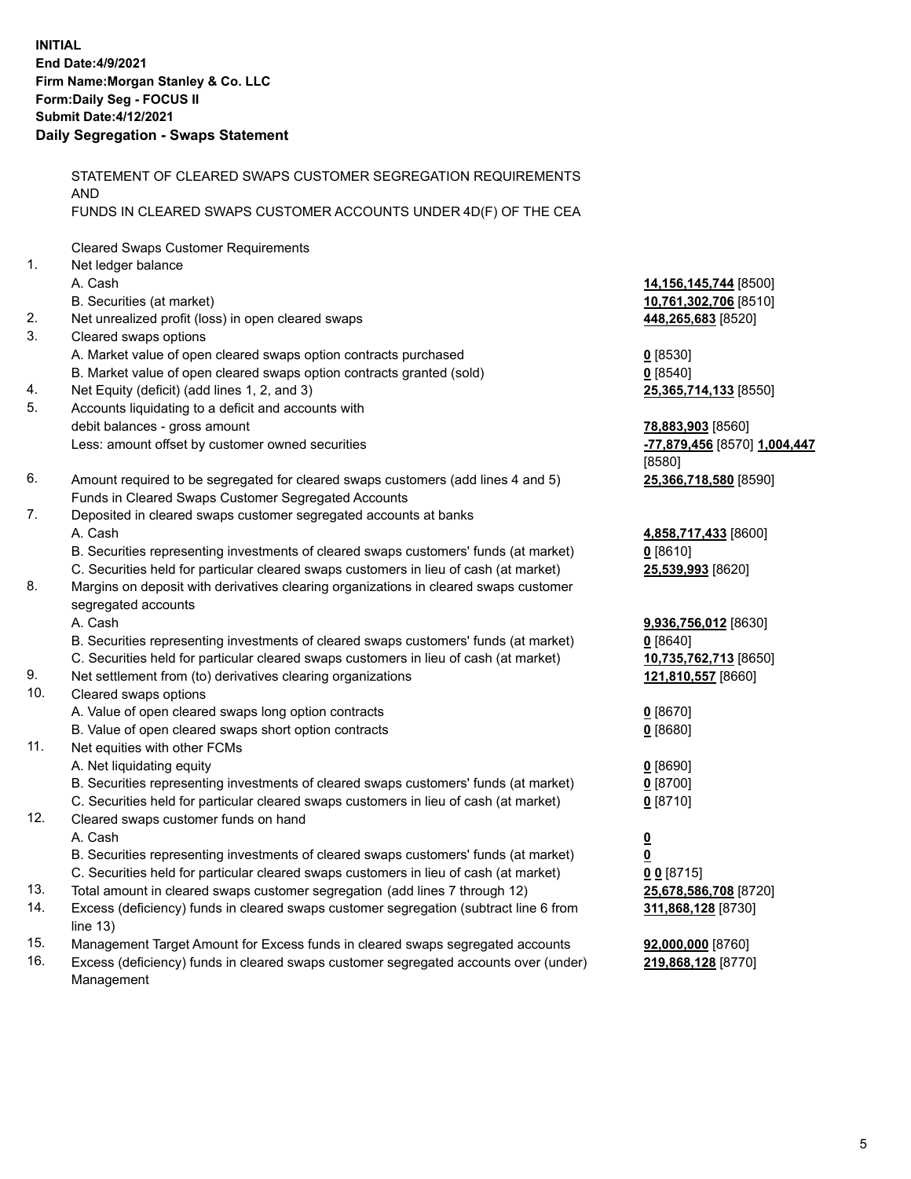**INITIAL**
**End Date:4/9/2021**
**Firm Name:Morgan Stanley & Co. LLC**
**Form:Daily Seg - FOCUS II**
**Submit Date:4/12/2021**
**Daily Segregation - Swaps Statement**

STATEMENT OF CLEARED SWAPS CUSTOMER SEGREGATION REQUIREMENTS AND
FUNDS IN CLEARED SWAPS CUSTOMER ACCOUNTS UNDER 4D(F) OF THE CEA

| | | |
|---|---|---|
| | Cleared Swaps Customer Requirements | |
| 1. | Net ledger balance | |
| | A. Cash | **14,156,145,744** [8500] |
| | B. Securities (at market) | **10,761,302,706** [8510] |
| 2. | Net unrealized profit (loss) in open cleared swaps | **448,265,683** [8520] |
| 3. | Cleared swaps options | |
| | A. Market value of open cleared swaps option contracts purchased | **0** [8530] |
| | B. Market value of open cleared swaps option contracts granted (sold) | **0** [8540] |
| 4. | Net Equity (deficit) (add lines 1, 2, and 3) | **25,365,714,133** [8550] |
| 5. | Accounts liquidating to a deficit and accounts with debit balances - gross amount | **78,883,903** [8560] |
| | Less: amount offset by customer owned securities | **-77,879,456** [8570] **1,004,447** [8580] |
| 6. | Amount required to be segregated for cleared swaps customers (add lines 4 and 5) | **25,366,718,580** [8590] |
| | Funds in Cleared Swaps Customer Segregated Accounts | |
| 7. | Deposited in cleared swaps customer segregated accounts at banks | |
| | A. Cash | **4,858,717,433** [8600] |
| | B. Securities representing investments of cleared swaps customers' funds (at market) | **0** [8610] |
| | C. Securities held for particular cleared swaps customers in lieu of cash (at market) | **25,539,993** [8620] |
| 8. | Margins on deposit with derivatives clearing organizations in cleared swaps customer segregated accounts | |
| | A. Cash | **9,936,756,012** [8630] |
| | B. Securities representing investments of cleared swaps customers' funds (at market) | **0** [8640] |
| | C. Securities held for particular cleared swaps customers in lieu of cash (at market) | **10,735,762,713** [8650] |
| 9. | Net settlement from (to) derivatives clearing organizations | **121,810,557** [8660] |
| 10. | Cleared swaps options | |
| | A. Value of open cleared swaps long option contracts | **0** [8670] |
| | B. Value of open cleared swaps short option contracts | **0** [8680] |
| 11. | Net equities with other FCMs | |
| | A. Net liquidating equity | **0** [8690] |
| | B. Securities representing investments of cleared swaps customers' funds (at market) | **0** [8700] |
| | C. Securities held for particular cleared swaps customers in lieu of cash (at market) | **0** [8710] |
| 12. | Cleared swaps customer funds on hand | |
| | A. Cash | **0** |
| | B. Securities representing investments of cleared swaps customers' funds (at market) | **0** |
| | C. Securities held for particular cleared swaps customers in lieu of cash (at market) | **0** **0** [8715] |
| 13. | Total amount in cleared swaps customer segregation (add lines 7 through 12) | **25,678,586,708** [8720] |
| 14. | Excess (deficiency) funds in cleared swaps customer segregation (subtract line 6 from line 13) | **311,868,128** [8730] |
| 15. | Management Target Amount for Excess funds in cleared swaps segregated accounts | **92,000,000** [8760] |
| 16. | Excess (deficiency) funds in cleared swaps customer segregated accounts over (under) Management | **219,868,128** [8770] |